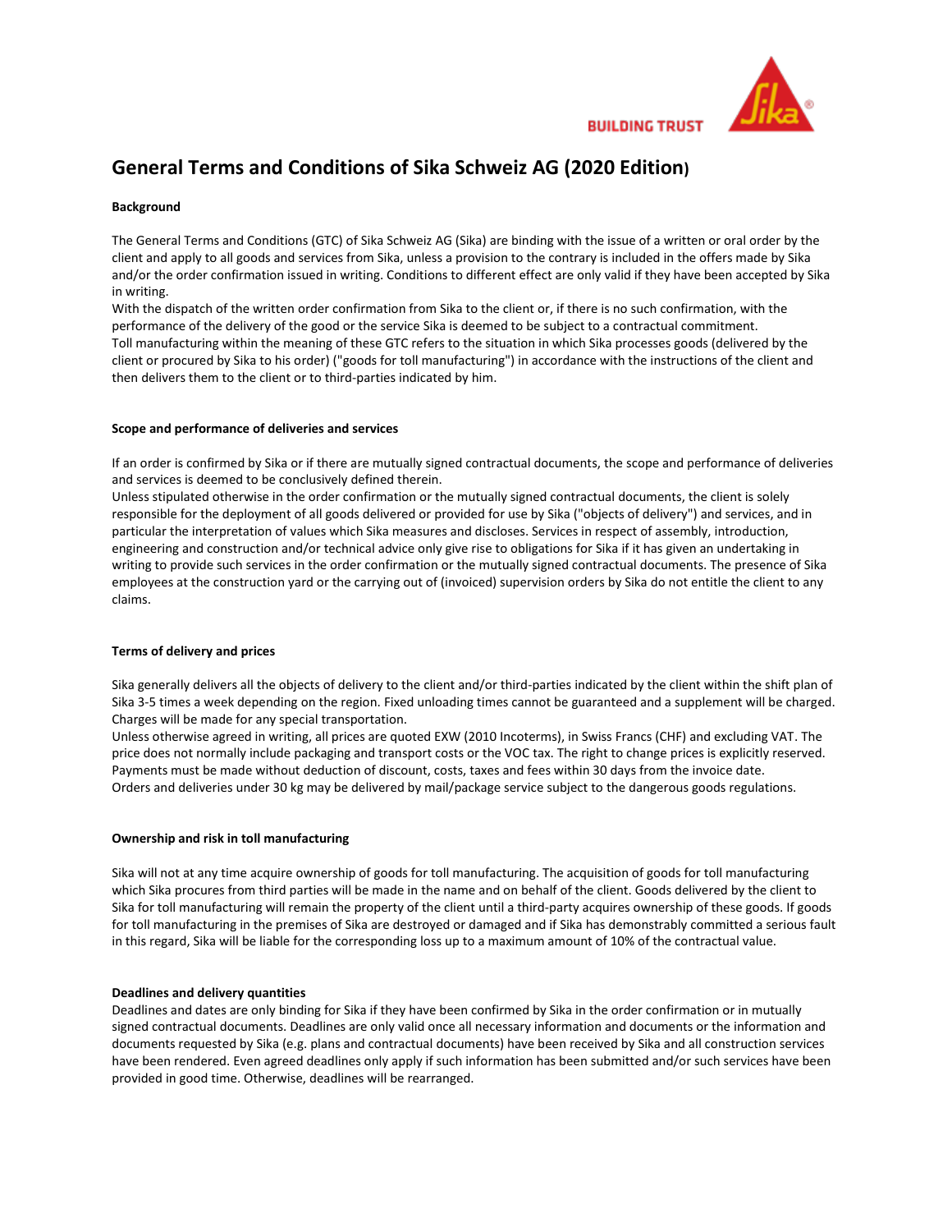# General Terms and Conditions of Sika Schweiz AG (2020 Edition)

**Background**

The General Terms and Conditions (GTC) of Sika Schweiz AG (Sika) are binding with the issue of a written or oral order by the client and apply to all goods and services from Sika, unless a provision to the contrary is included in the offers made by Sika and/or the order confirmation issued in writing. Conditions to different effect are only valid if they have been accepted by Sika in writing.
With the dispatch of the written order confirmation from Sika to the client or, if there is no such confirmation, with the performance of the delivery of the good or the service Sika is deemed to be subject to a contractual commitment.
Toll manufacturing within the meaning of these GTC refers to the situation in which Sika processes goods (delivered by the client or procured by Sika to his order) ("goods for toll manufacturing") in accordance with the instructions of the client and then delivers them to the client or to third-parties indicated by him.

**Scope and performance of deliveries and services**

If an order is confirmed by Sika or if there are mutually signed contractual documents, the scope and performance of deliveries and services is deemed to be conclusively defined therein.
Unless stipulated otherwise in the order confirmation or the mutually signed contractual documents, the client is solely responsible for the deployment of all goods delivered or provided for use by Sika ("objects of delivery") and services, and in particular the interpretation of values which Sika measures and discloses. Services in respect of assembly, introduction, engineering and construction and/or technical advice only give rise to obligations for Sika if it has given an undertaking in writing to provide such services in the order confirmation or the mutually signed contractual documents. The presence of Sika employees at the construction yard or the carrying out of (invoiced) supervision orders by Sika do not entitle the client to any claims.

**Terms of delivery and prices**

Sika generally delivers all the objects of delivery to the client and/or third-parties indicated by the client within the shift plan of Sika 3-5 times a week depending on the region. Fixed unloading times cannot be guaranteed and a supplement will be charged. Charges will be made for any special transportation.
Unless otherwise agreed in writing, all prices are quoted EXW (2010 Incoterms), in Swiss Francs (CHF) and excluding VAT. The price does not normally include packaging and transport costs or the VOC tax. The right to change prices is explicitly reserved. Payments must be made without deduction of discount, costs, taxes and fees within 30 days from the invoice date.
Orders and deliveries under 30 kg may be delivered by mail/package service subject to the dangerous goods regulations.

**Ownership and risk in toll manufacturing**

Sika will not at any time acquire ownership of goods for toll manufacturing. The acquisition of goods for toll manufacturing which Sika procures from third parties will be made in the name and on behalf of the client. Goods delivered by the client to Sika for toll manufacturing will remain the property of the client until a third-party acquires ownership of these goods. If goods for toll manufacturing in the premises of Sika are destroyed or damaged and if Sika has demonstrably committed a serious fault in this regard, Sika will be liable for the corresponding loss up to a maximum amount of 10% of the contractual value.

**Deadlines and delivery quantities**

Deadlines and dates are only binding for Sika if they have been confirmed by Sika in the order confirmation or in mutually signed contractual documents. Deadlines are only valid once all necessary information and documents or the information and documents requested by Sika (e.g. plans and contractual documents) have been received by Sika and all construction services have been rendered. Even agreed deadlines only apply if such information has been submitted and/or such services have been provided in good time. Otherwise, deadlines will be rearranged.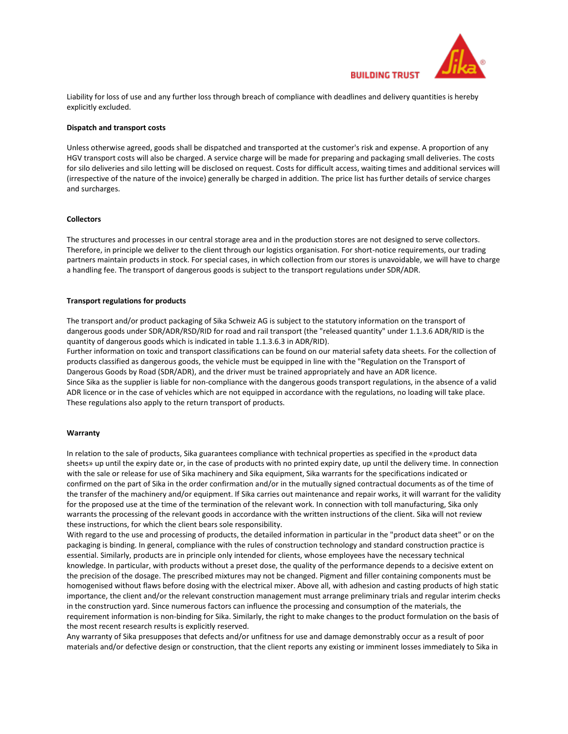Liability for loss of use and any further loss through breach of compliance with deadlines and delivery quantities is hereby explicitly excluded.

**Dispatch and transport costs**

Unless otherwise agreed, goods shall be dispatched and transported at the customer's risk and expense. A proportion of any HGV transport costs will also be charged. A service charge will be made for preparing and packaging small deliveries. The costs for silo deliveries and silo letting will be disclosed on request. Costs for difficult access, waiting times and additional services will (irrespective of the nature of the invoice) generally be charged in addition. The price list has further details of service charges and surcharges.

**Collectors**

The structures and processes in our central storage area and in the production stores are not designed to serve collectors. Therefore, in principle we deliver to the client through our logistics organisation. For short-notice requirements, our trading partners maintain products in stock. For special cases, in which collection from our stores is unavoidable, we will have to charge a handling fee. The transport of dangerous goods is subject to the transport regulations under SDR/ADR.

**Transport regulations for products**

The transport and/or product packaging of Sika Schweiz AG is subject to the statutory information on the transport of dangerous goods under SDR/ADR/RSD/RID for road and rail transport (the "released quantity" under 1.1.3.6 ADR/RID is the quantity of dangerous goods which is indicated in table 1.1.3.6.3 in ADR/RID).
Further information on toxic and transport classifications can be found on our material safety data sheets. For the collection of products classified as dangerous goods, the vehicle must be equipped in line with the "Regulation on the Transport of Dangerous Goods by Road (SDR/ADR), and the driver must be trained appropriately and have an ADR licence.
Since Sika as the supplier is liable for non-compliance with the dangerous goods transport regulations, in the absence of a valid ADR licence or in the case of vehicles which are not equipped in accordance with the regulations, no loading will take place.
These regulations also apply to the return transport of products.

**Warranty**

In relation to the sale of products, Sika guarantees compliance with technical properties as specified in the «product data sheets» up until the expiry date or, in the case of products with no printed expiry date, up until the delivery time. In connection with the sale or release for use of Sika machinery and Sika equipment, Sika warrants for the specifications indicated or confirmed on the part of Sika in the order confirmation and/or in the mutually signed contractual documents as of the time of the transfer of the machinery and/or equipment. If Sika carries out maintenance and repair works, it will warrant for the validity for the proposed use at the time of the termination of the relevant work. In connection with toll manufacturing, Sika only warrants the processing of the relevant goods in accordance with the written instructions of the client. Sika will not review these instructions, for which the client bears sole responsibility.
With regard to the use and processing of products, the detailed information in particular in the "product data sheet" or on the packaging is binding. In general, compliance with the rules of construction technology and standard construction practice is essential. Similarly, products are in principle only intended for clients, whose employees have the necessary technical knowledge. In particular, with products without a preset dose, the quality of the performance depends to a decisive extent on the precision of the dosage. The prescribed mixtures may not be changed. Pigment and filler containing components must be homogenised without flaws before dosing with the electrical mixer. Above all, with adhesion and casting products of high static importance, the client and/or the relevant construction management must arrange preliminary trials and regular interim checks in the construction yard. Since numerous factors can influence the processing and consumption of the materials, the requirement information is non-binding for Sika. Similarly, the right to make changes to the product formulation on the basis of the most recent research results is explicitly reserved.
Any warranty of Sika presupposes that defects and/or unfitness for use and damage demonstrably occur as a result of poor materials and/or defective design or construction, that the client reports any existing or imminent losses immediately to Sika in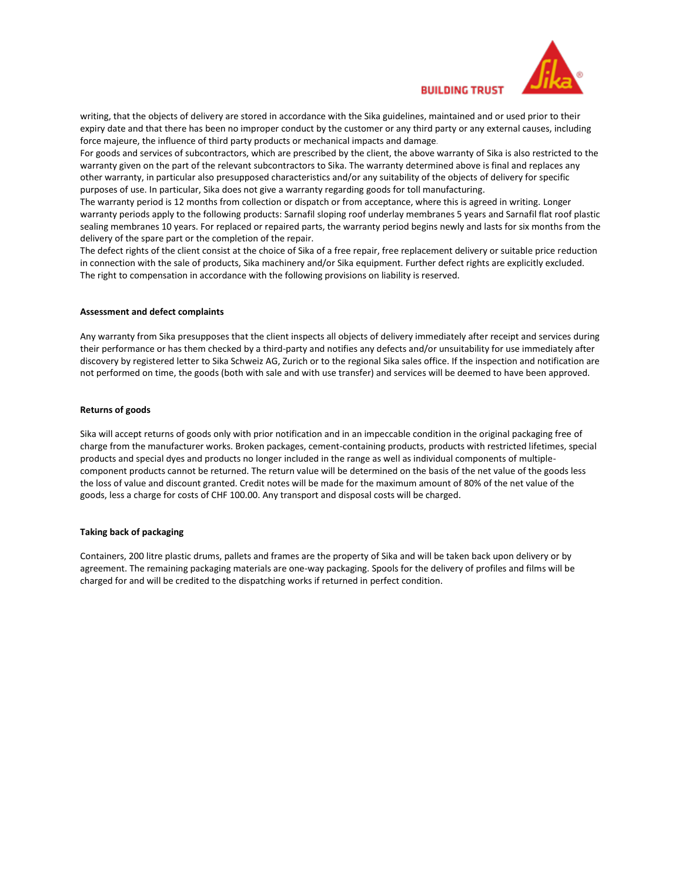writing, that the objects of delivery are stored in accordance with the Sika guidelines, maintained and or used prior to their expiry date and that there has been no improper conduct by the customer or any third party or any external causes, including force majeure, the influence of third party products or mechanical impacts and damage.

For goods and services of subcontractors, which are prescribed by the client, the above warranty of Sika is also restricted to the warranty given on the part of the relevant subcontractors to Sika. The warranty determined above is final and replaces any other warranty, in particular also presupposed characteristics and/or any suitability of the objects of delivery for specific purposes of use. In particular, Sika does not give a warranty regarding goods for toll manufacturing.

The warranty period is 12 months from collection or dispatch or from acceptance, where this is agreed in writing. Longer warranty periods apply to the following products: Sarnafil sloping roof underlay membranes 5 years and Sarnafil flat roof plastic sealing membranes 10 years. For replaced or repaired parts, the warranty period begins newly and lasts for six months from the delivery of the spare part or the completion of the repair.

The defect rights of the client consist at the choice of Sika of a free repair, free replacement delivery or suitable price reduction in connection with the sale of products, Sika machinery and/or Sika equipment. Further defect rights are explicitly excluded. The right to compensation in accordance with the following provisions on liability is reserved.

**Assessment and defect complaints**

Any warranty from Sika presupposes that the client inspects all objects of delivery immediately after receipt and services during their performance or has them checked by a third-party and notifies any defects and/or unsuitability for use immediately after discovery by registered letter to Sika Schweiz AG, Zurich or to the regional Sika sales office. If the inspection and notification are not performed on time, the goods (both with sale and with use transfer) and services will be deemed to have been approved.

**Returns of goods**

Sika will accept returns of goods only with prior notification and in an impeccable condition in the original packaging free of charge from the manufacturer works. Broken packages, cement-containing products, products with restricted lifetimes, special products and special dyes and products no longer included in the range as well as individual components of multiple-component products cannot be returned. The return value will be determined on the basis of the net value of the goods less the loss of value and discount granted. Credit notes will be made for the maximum amount of 80% of the net value of the goods, less a charge for costs of CHF 100.00. Any transport and disposal costs will be charged.

**Taking back of packaging**

Containers, 200 litre plastic drums, pallets and frames are the property of Sika and will be taken back upon delivery or by agreement. The remaining packaging materials are one-way packaging. Spools for the delivery of profiles and films will be charged for and will be credited to the dispatching works if returned in perfect condition.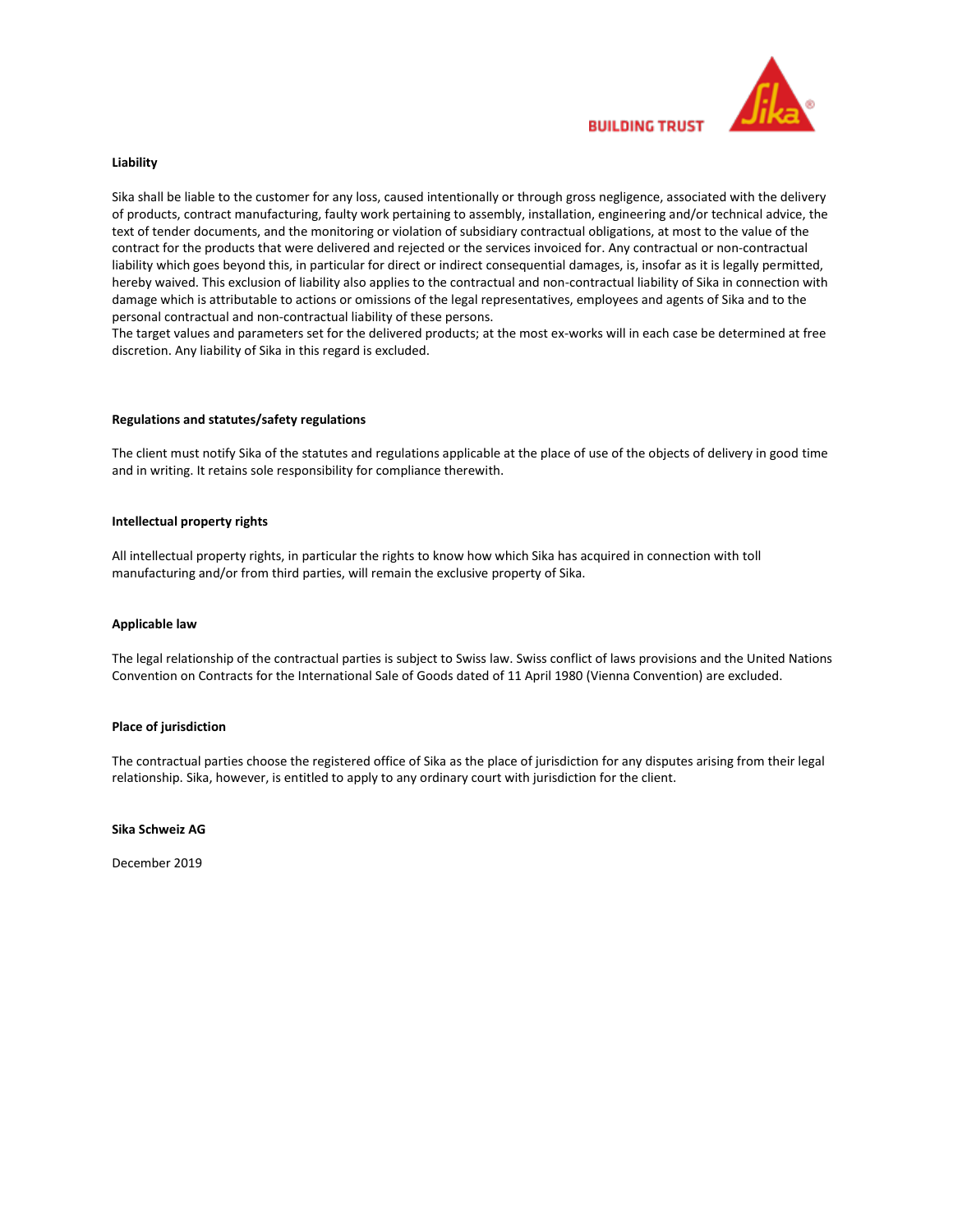**Liability**

Sika shall be liable to the customer for any loss, caused intentionally or through gross negligence, associated with the delivery of products, contract manufacturing, faulty work pertaining to assembly, installation, engineering and/or technical advice, the text of tender documents, and the monitoring or violation of subsidiary contractual obligations, at most to the value of the contract for the products that were delivered and rejected or the services invoiced for. Any contractual or non-contractual liability which goes beyond this, in particular for direct or indirect consequential damages, is, insofar as it is legally permitted, hereby waived. This exclusion of liability also applies to the contractual and non-contractual liability of Sika in connection with damage which is attributable to actions or omissions of the legal representatives, employees and agents of Sika and to the personal contractual and non-contractual liability of these persons.
The target values and parameters set for the delivered products; at the most ex-works will in each case be determined at free discretion. Any liability of Sika in this regard is excluded.

**Regulations and statutes/safety regulations**

The client must notify Sika of the statutes and regulations applicable at the place of use of the objects of delivery in good time and in writing. It retains sole responsibility for compliance therewith.

**Intellectual property rights**

All intellectual property rights, in particular the rights to know how which Sika has acquired in connection with toll manufacturing and/or from third parties, will remain the exclusive property of Sika.

**Applicable law**

The legal relationship of the contractual parties is subject to Swiss law. Swiss conflict of laws provisions and the United Nations Convention on Contracts for the International Sale of Goods dated of 11 April 1980 (Vienna Convention) are excluded.

**Place of jurisdiction**

The contractual parties choose the registered office of Sika as the place of jurisdiction for any disputes arising from their legal relationship. Sika, however, is entitled to apply to any ordinary court with jurisdiction for the client.

**Sika Schweiz AG**

December 2019